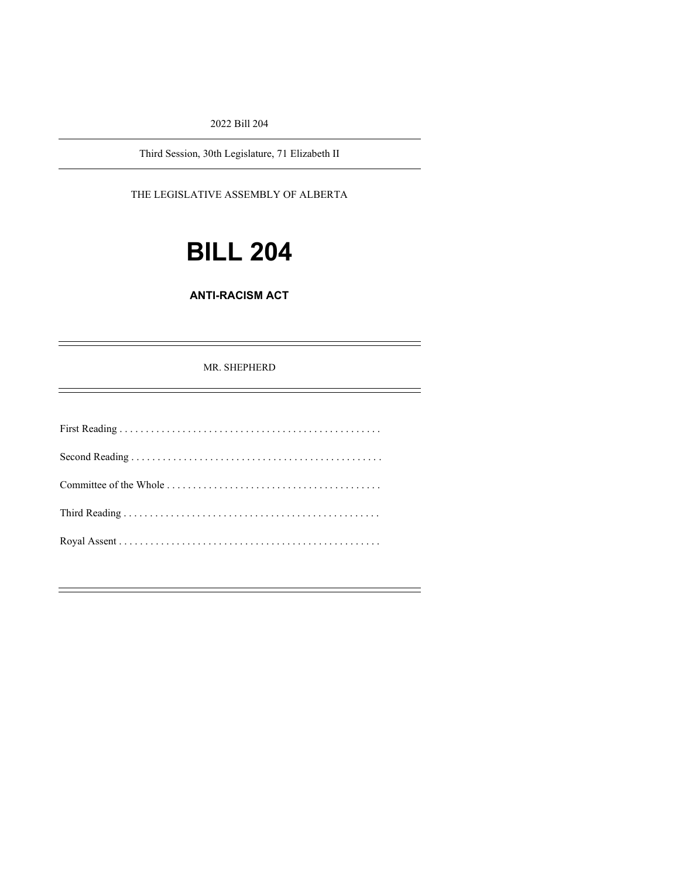2022 Bill 204

---

Third Session, 30th Legislature, 71 Elizabeth II

---

THE LEGISLATIVE ASSEMBLY OF ALBERTA

# BILL 204

## ANTI-RACISM ACT

---

MR. SHEPHERD

---

First Reading . . . . . . . . . . . . . . . . . . . . . . . . . . . . . . . . . . . . . . . . . . . . . . . . . .

Second Reading . . . . . . . . . . . . . . . . . . . . . . . . . . . . . . . . . . . . . . . . . . . . . . . .

Committee of the Whole . . . . . . . . . . . . . . . . . . . . . . . . . . . . . . . . . . . . . . . . .

Third Reading . . . . . . . . . . . . . . . . . . . . . . . . . . . . . . . . . . . . . . . . . . . . . . . . .

Royal Assent . . . . . . . . . . . . . . . . . . . . . . . . . . . . . . . . . . . . . . . . . . . . . . . . . .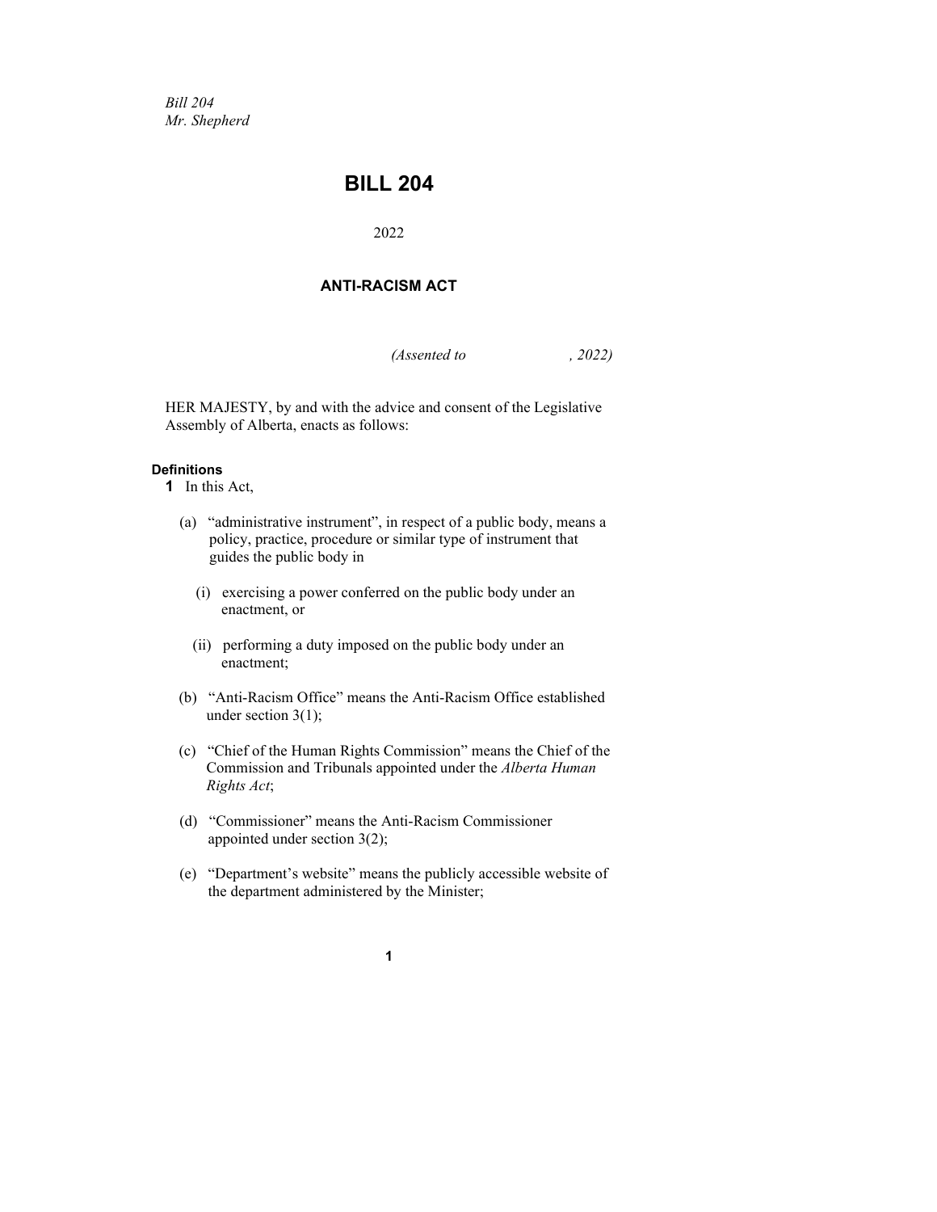*Bill 204*
*Mr. Shepherd*

# BILL 204

2022

## ANTI-RACISM ACT

*(Assented to , 2022)*

HER MAJESTY, by and with the advice and consent of the Legislative Assembly of Alberta, enacts as follows:

**Definitions**

**1** In this Act,

(a) "administrative instrument", in respect of a public body, means a policy, practice, procedure or similar type of instrument that guides the public body in

(i) exercising a power conferred on the public body under an enactment, or

(ii) performing a duty imposed on the public body under an enactment;

(b) "Anti-Racism Office" means the Anti-Racism Office established under section 3(1);

(c) "Chief of the Human Rights Commission" means the Chief of the Commission and Tribunals appointed under the *Alberta Human Rights Act*;

(d) "Commissioner" means the Anti-Racism Commissioner appointed under section 3(2);

(e) "Department's website" means the publicly accessible website of the department administered by the Minister;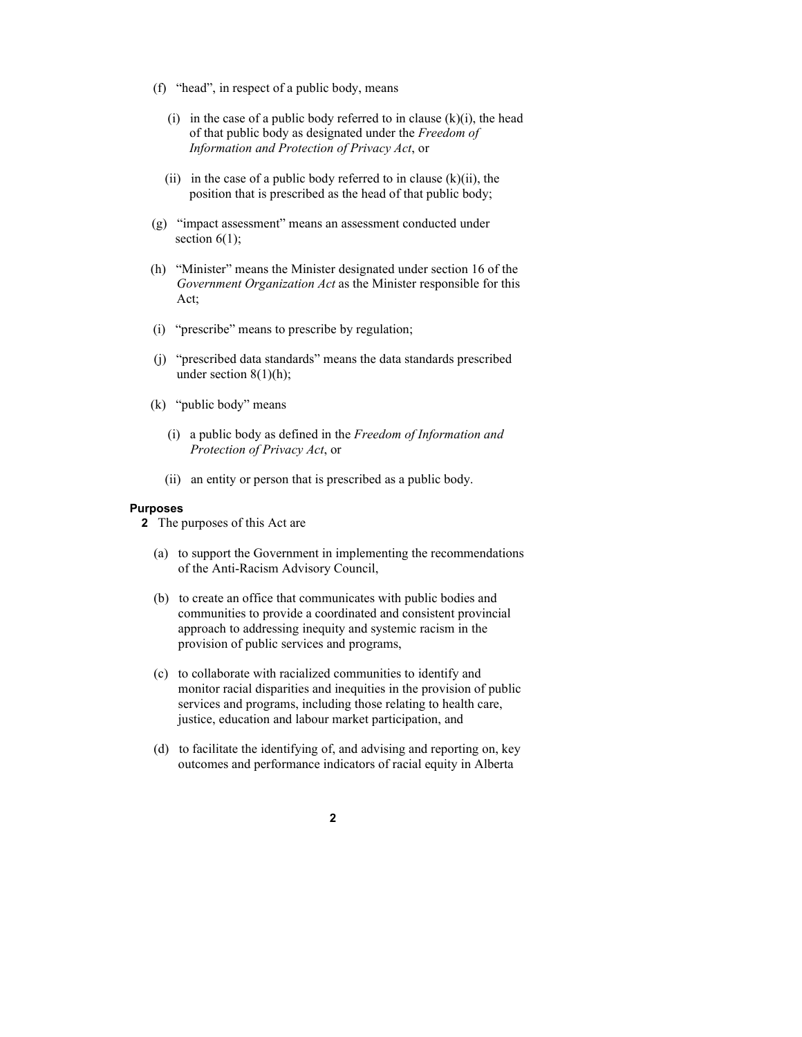(f) "head", in respect of a public body, means

(i) in the case of a public body referred to in clause (k)(i), the head of that public body as designated under the *Freedom of Information and Protection of Privacy Act*, or

(ii) in the case of a public body referred to in clause (k)(ii), the position that is prescribed as the head of that public body;

(g) "impact assessment" means an assessment conducted under section 6(1);

(h) "Minister" means the Minister designated under section 16 of the *Government Organization Act* as the Minister responsible for this Act;

(i) "prescribe" means to prescribe by regulation;

(j) "prescribed data standards" means the data standards prescribed under section 8(1)(h);

(k) "public body" means

(i) a public body as defined in the *Freedom of Information and Protection of Privacy Act*, or

(ii) an entity or person that is prescribed as a public body.

**Purposes**

**2** The purposes of this Act are

(a) to support the Government in implementing the recommendations of the Anti-Racism Advisory Council,

(b) to create an office that communicates with public bodies and communities to provide a coordinated and consistent provincial approach to addressing inequity and systemic racism in the provision of public services and programs,

(c) to collaborate with racialized communities to identify and monitor racial disparities and inequities in the provision of public services and programs, including those relating to health care, justice, education and labour market participation, and

(d) to facilitate the identifying of, and advising and reporting on, key outcomes and performance indicators of racial equity in Alberta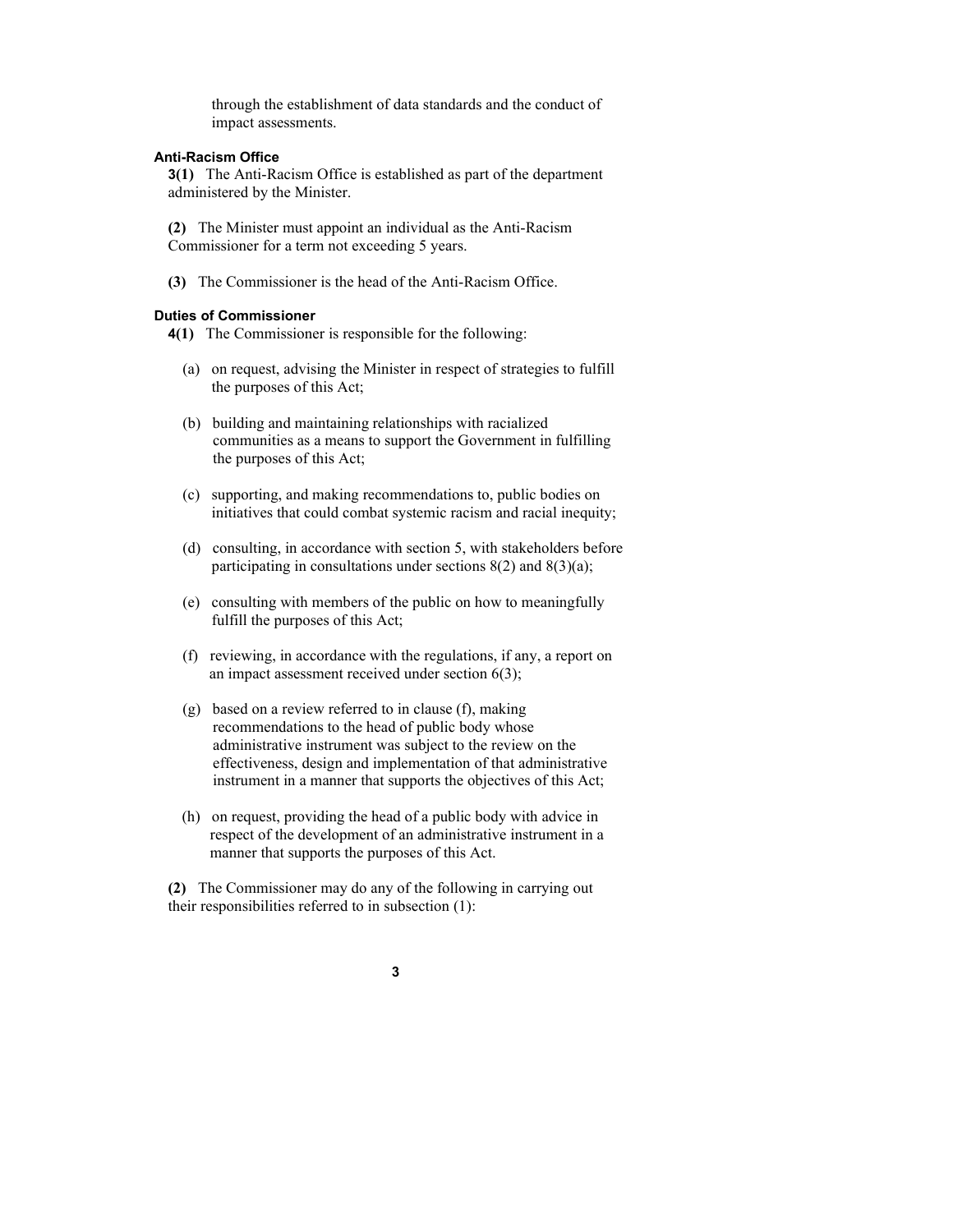through the establishment of data standards and the conduct of impact assessments.

#### Anti-Racism Office

**3(1)** The Anti-Racism Office is established as part of the department administered by the Minister.

**(2)** The Minister must appoint an individual as the Anti-Racism Commissioner for a term not exceeding 5 years.

**(3)** The Commissioner is the head of the Anti-Racism Office.

#### Duties of Commissioner

**4(1)** The Commissioner is responsible for the following:

(a) on request, advising the Minister in respect of strategies to fulfill the purposes of this Act;

(b) building and maintaining relationships with racialized communities as a means to support the Government in fulfilling the purposes of this Act;

(c) supporting, and making recommendations to, public bodies on initiatives that could combat systemic racism and racial inequity;

(d) consulting, in accordance with section 5, with stakeholders before participating in consultations under sections 8(2) and 8(3)(a);

(e) consulting with members of the public on how to meaningfully fulfill the purposes of this Act;

(f) reviewing, in accordance with the regulations, if any, a report on an impact assessment received under section 6(3);

(g) based on a review referred to in clause (f), making recommendations to the head of public body whose administrative instrument was subject to the review on the effectiveness, design and implementation of that administrative instrument in a manner that supports the objectives of this Act;

(h) on request, providing the head of a public body with advice in respect of the development of an administrative instrument in a manner that supports the purposes of this Act.

**(2)** The Commissioner may do any of the following in carrying out their responsibilities referred to in subsection (1):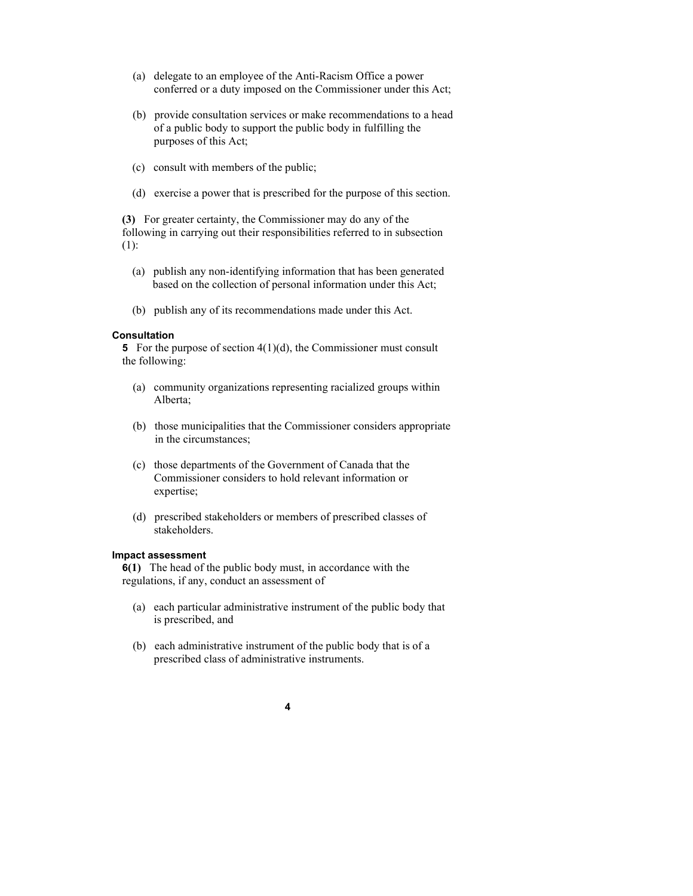(a) delegate to an employee of the Anti-Racism Office a power conferred or a duty imposed on the Commissioner under this Act;

(b) provide consultation services or make recommendations to a head of a public body to support the public body in fulfilling the purposes of this Act;

(c) consult with members of the public;

(d) exercise a power that is prescribed for the purpose of this section.

**(3)** For greater certainty, the Commissioner may do any of the following in carrying out their responsibilities referred to in subsection (1):

(a) publish any non-identifying information that has been generated based on the collection of personal information under this Act;

(b) publish any of its recommendations made under this Act.

**Consultation**

**5** For the purpose of section 4(1)(d), the Commissioner must consult the following:

(a) community organizations representing racialized groups within Alberta;

(b) those municipalities that the Commissioner considers appropriate in the circumstances;

(c) those departments of the Government of Canada that the Commissioner considers to hold relevant information or expertise;

(d) prescribed stakeholders or members of prescribed classes of stakeholders.

**Impact assessment**

**6(1)** The head of the public body must, in accordance with the regulations, if any, conduct an assessment of

(a) each particular administrative instrument of the public body that is prescribed, and

(b) each administrative instrument of the public body that is of a prescribed class of administrative instruments.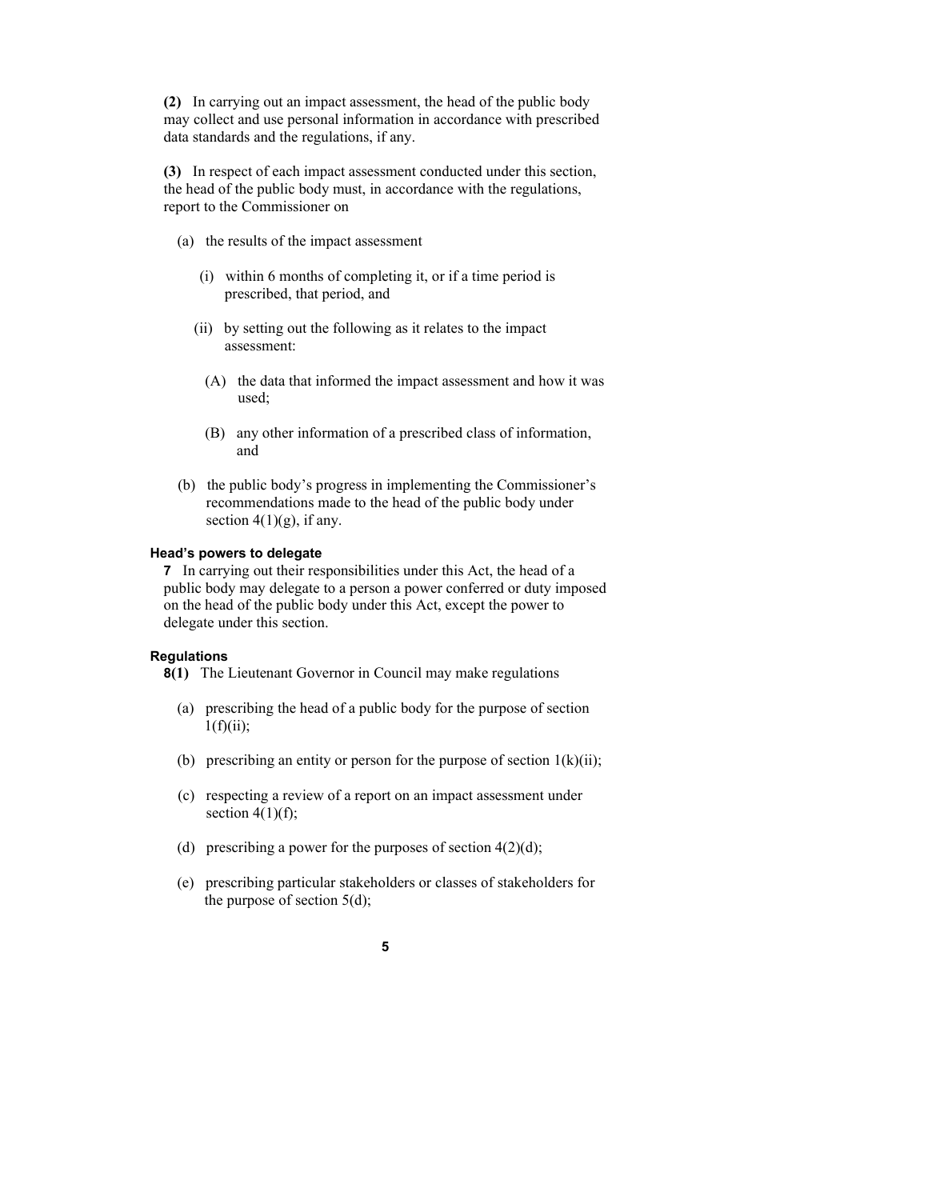**(2)** In carrying out an impact assessment, the head of the public body may collect and use personal information in accordance with prescribed data standards and the regulations, if any.

**(3)** In respect of each impact assessment conducted under this section, the head of the public body must, in accordance with the regulations, report to the Commissioner on

(a) the results of the impact assessment

(i) within 6 months of completing it, or if a time period is prescribed, that period, and

(ii) by setting out the following as it relates to the impact assessment:

(A) the data that informed the impact assessment and how it was used;

(B) any other information of a prescribed class of information, and

(b) the public body's progress in implementing the Commissioner's recommendations made to the head of the public body under section 4(1)(g), if any.

#### Head's powers to delegate

**7** In carrying out their responsibilities under this Act, the head of a public body may delegate to a person a power conferred or duty imposed on the head of the public body under this Act, except the power to delegate under this section.

#### Regulations

**8(1)** The Lieutenant Governor in Council may make regulations

(a) prescribing the head of a public body for the purpose of section 1(f)(ii);

(b) prescribing an entity or person for the purpose of section 1(k)(ii);

(c) respecting a review of a report on an impact assessment under section 4(1)(f);

(d) prescribing a power for the purposes of section 4(2)(d);

(e) prescribing particular stakeholders or classes of stakeholders for the purpose of section 5(d);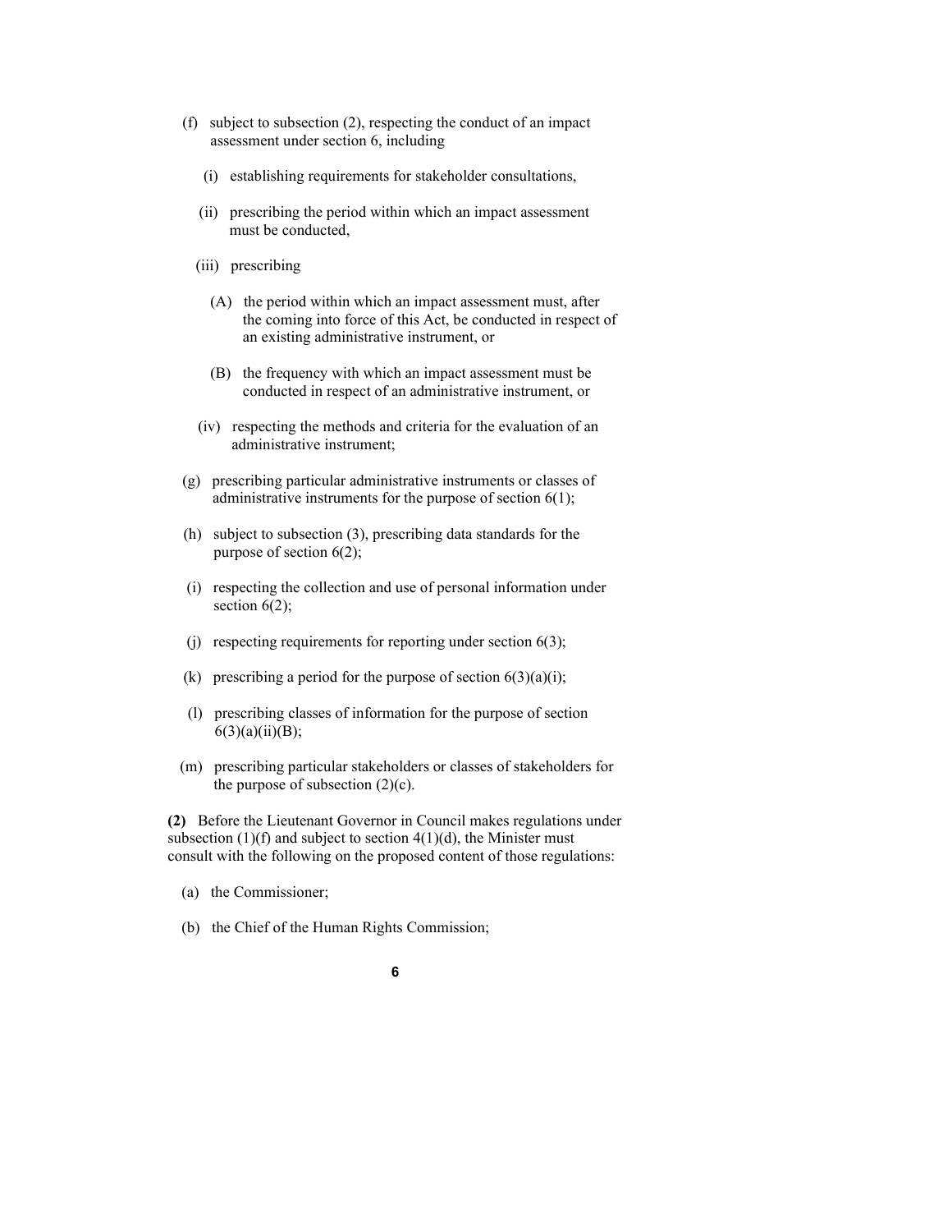(f) subject to subsection (2), respecting the conduct of an impact assessment under section 6, including

  (i) establishing requirements for stakeholder consultations,

  (ii) prescribing the period within which an impact assessment must be conducted,

  (iii) prescribing

    (A) the period within which an impact assessment must, after the coming into force of this Act, be conducted in respect of an existing administrative instrument, or

    (B) the frequency with which an impact assessment must be conducted in respect of an administrative instrument, or

  (iv) respecting the methods and criteria for the evaluation of an administrative instrument;

(g) prescribing particular administrative instruments or classes of administrative instruments for the purpose of section 6(1);

(h) subject to subsection (3), prescribing data standards for the purpose of section 6(2);

(i) respecting the collection and use of personal information under section 6(2);

(j) respecting requirements for reporting under section 6(3);

(k) prescribing a period for the purpose of section 6(3)(a)(i);

(l) prescribing classes of information for the purpose of section 6(3)(a)(ii)(B);

(m) prescribing particular stakeholders or classes of stakeholders for the purpose of subsection (2)(c).

**(2)** Before the Lieutenant Governor in Council makes regulations under subsection (1)(f) and subject to section 4(1)(d), the Minister must consult with the following on the proposed content of those regulations:

(a) the Commissioner;

(b) the Chief of the Human Rights Commission;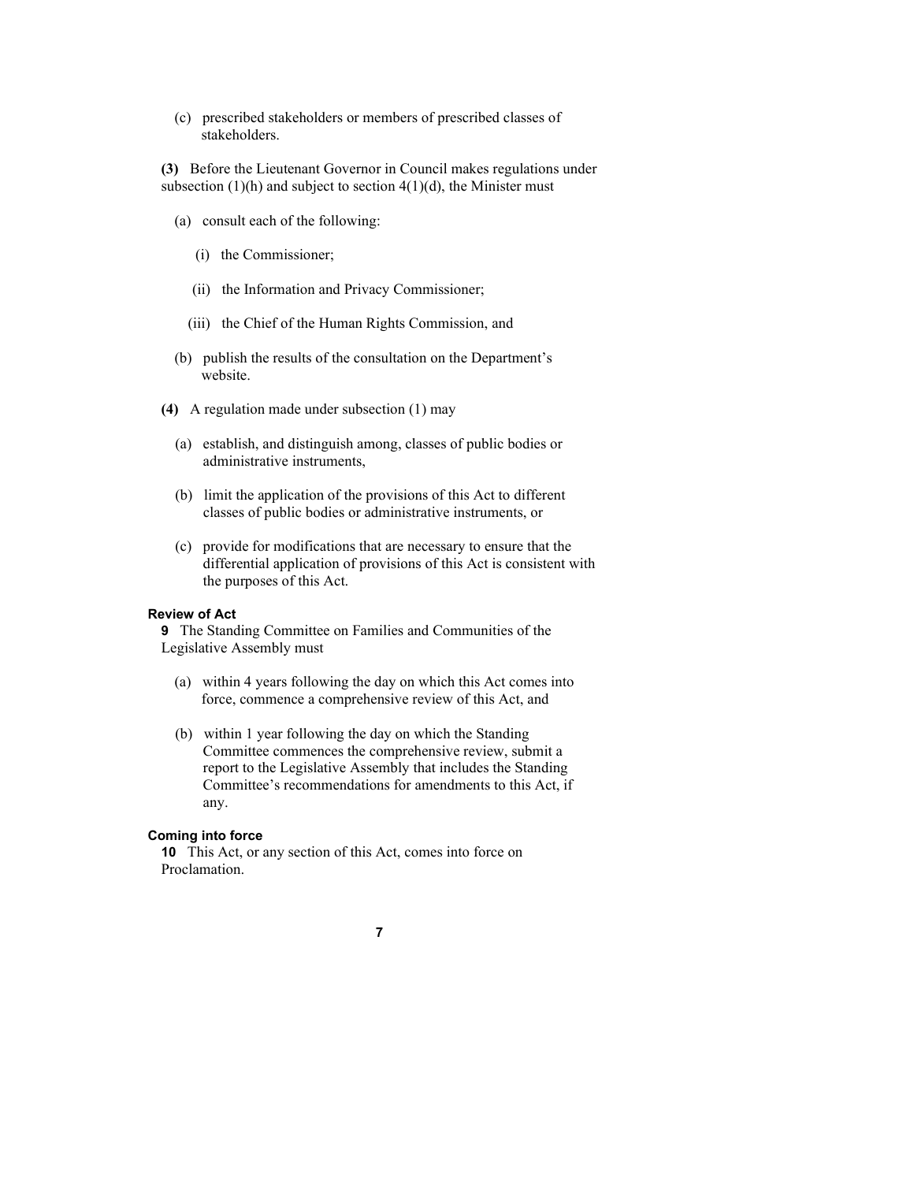(c) prescribed stakeholders or members of prescribed classes of stakeholders.

**(3)** Before the Lieutenant Governor in Council makes regulations under subsection (1)(h) and subject to section 4(1)(d), the Minister must

(a) consult each of the following:

(i) the Commissioner;

(ii) the Information and Privacy Commissioner;

(iii) the Chief of the Human Rights Commission, and

(b) publish the results of the consultation on the Department's website.

**(4)** A regulation made under subsection (1) may

(a) establish, and distinguish among, classes of public bodies or administrative instruments,

(b) limit the application of the provisions of this Act to different classes of public bodies or administrative instruments, or

(c) provide for modifications that are necessary to ensure that the differential application of provisions of this Act is consistent with the purposes of this Act.

**Review of Act**

**9** The Standing Committee on Families and Communities of the Legislative Assembly must

(a) within 4 years following the day on which this Act comes into force, commence a comprehensive review of this Act, and

(b) within 1 year following the day on which the Standing Committee commences the comprehensive review, submit a report to the Legislative Assembly that includes the Standing Committee's recommendations for amendments to this Act, if any.

**Coming into force**

**10** This Act, or any section of this Act, comes into force on Proclamation.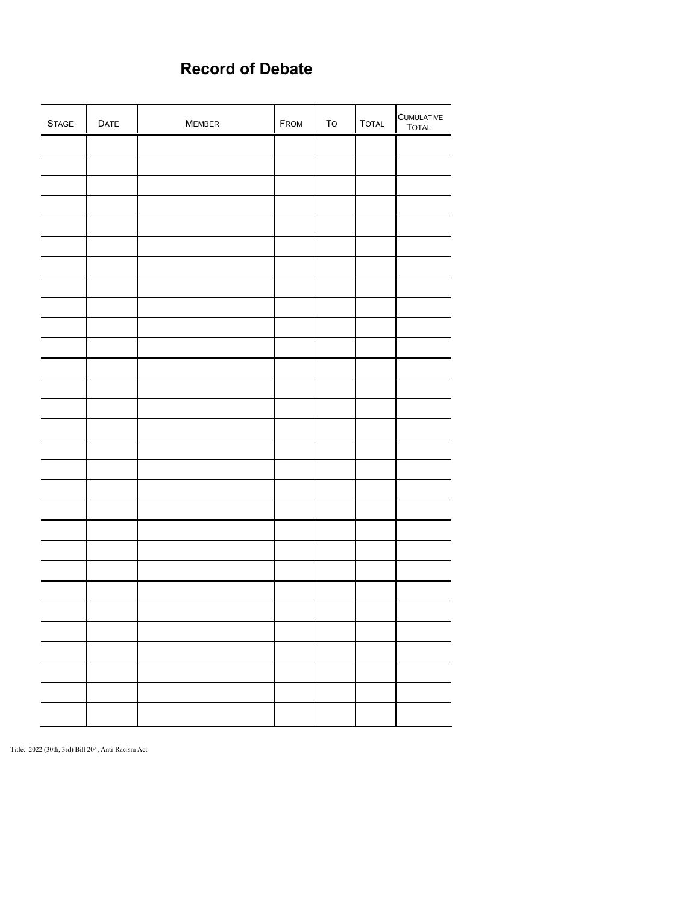# Record of Debate

| Stage | Date | Member | From | To | Total | Cumulative Total |
| --- | --- | --- | --- | --- | --- | --- |
| | | | | | | |
| | | | | | | |
| | | | | | | |
| | | | | | | |
| | | | | | | |
| | | | | | | |
| | | | | | | |
| | | | | | | |
| | | | | | | |
| | | | | | | |
| | | | | | | |
| | | | | | | |
| | | | | | | |
| | | | | | | |
| | | | | | | |
| | | | | | | |
| | | | | | | |
| | | | | | | |
| | | | | | | |
| | | | | | | |
| | | | | | | |
| | | | | | | |
| | | | | | | |
| | | | | | | |
| | | | | | | |
| | | | | | | |
| | | | | | | |
| | | | | | | |
| | | | | | | |

Title: 2022 (30th, 3rd) Bill 204, Anti-Racism Act